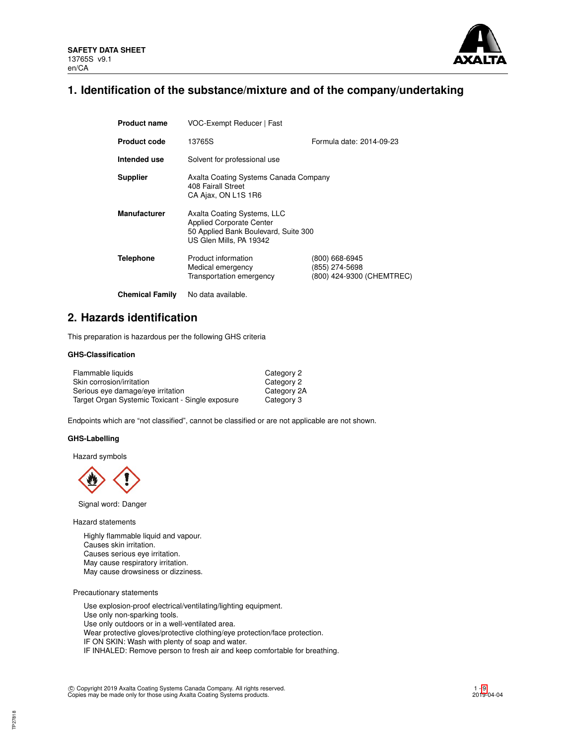**SAFETY DATA SHEET**
13765S v9.1
en/CA

# 1. Identification of the substance/mixture and of the company/undertaking

| | | |
|---|---|---|
| **Product name** | VOC-Exempt Reducer \| Fast | |
| **Product code** | 13765S | Formula date: 2014-09-23 |
| **Intended use** | Solvent for professional use | |
| **Supplier** | Axalta Coating Systems Canada Company<br>408 Fairall Street<br>CA Ajax, ON L1S 1R6 | |
| **Manufacturer** | Axalta Coating Systems, LLC<br>Applied Corporate Center<br>50 Applied Bank Boulevard, Suite 300<br>US Glen Mills, PA 19342 | |
| **Telephone** | Product information<br>Medical emergency<br>Transportation emergency | (800) 668-6945<br>(855) 274-5698<br>(800) 424-9300 (CHEMTREC) |
| **Chemical Family** | No data available. | |

# 2. Hazards identification

This preparation is hazardous per the following GHS criteria

### GHS-Classification

| | |
|---|---|
| Flammable liquids | Category 2 |
| Skin corrosion/irritation | Category 2 |
| Serious eye damage/eye irritation | Category 2A |
| Target Organ Systemic Toxicant - Single exposure | Category 3 |

Endpoints which are "not classified", cannot be classified or are not applicable are not shown.

### GHS-Labelling

Hazard symbols

Signal word: Danger

Hazard statements

Highly flammable liquid and vapour.
Causes skin irritation.
Causes serious eye irritation.
May cause respiratory irritation.
May cause drowsiness or dizziness.

Precautionary statements

Use explosion-proof electrical/ventilating/lighting equipment.
Use only non-sparking tools.
Use only outdoors or in a well-ventilated area.
Wear protective gloves/protective clothing/eye protection/face protection.
IF ON SKIN: Wash with plenty of soap and water.
IF INHALED: Remove person to fresh air and keep comfortable for breathing.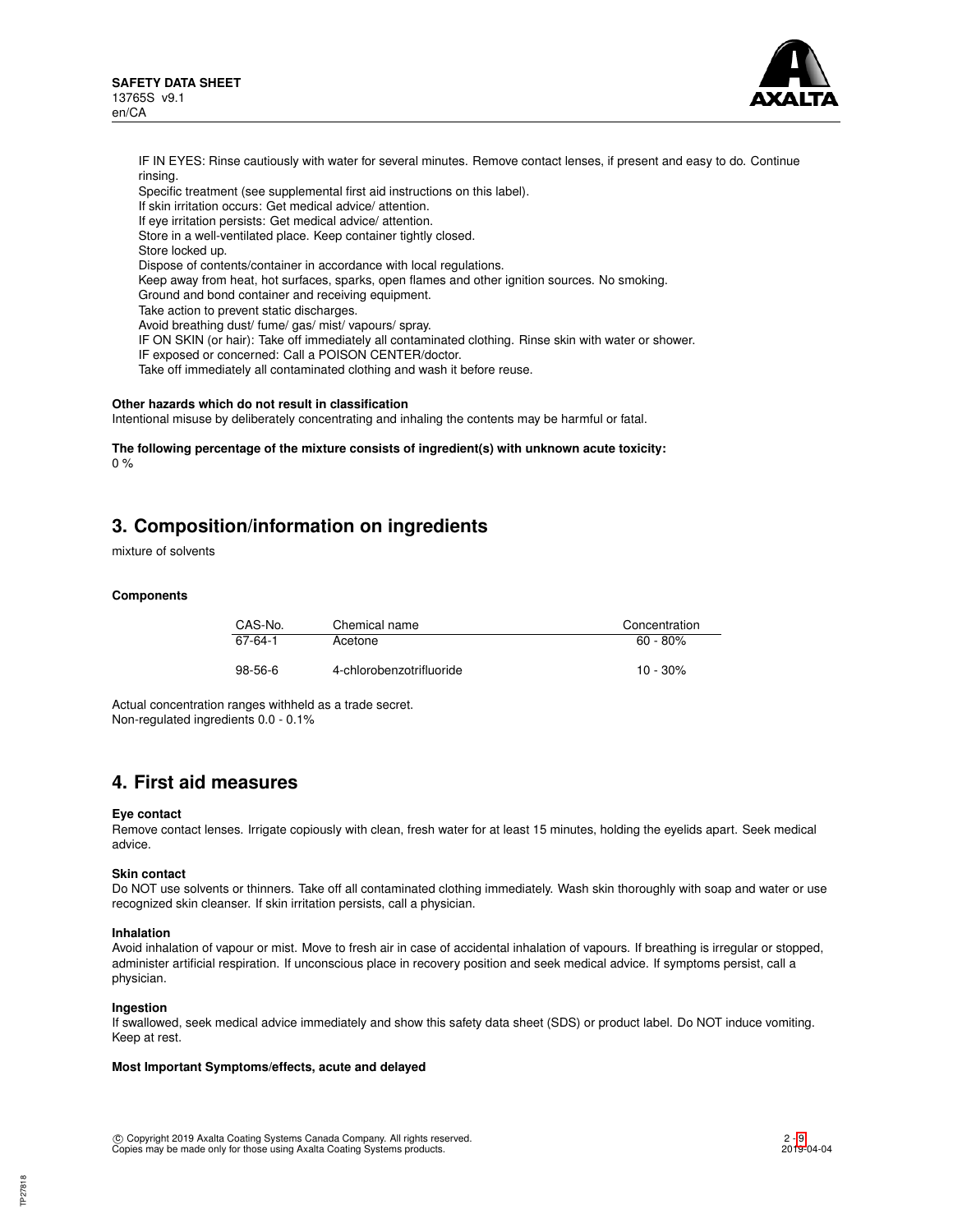IF IN EYES: Rinse cautiously with water for several minutes. Remove contact lenses, if present and easy to do. Continue rinsing.
Specific treatment (see supplemental first aid instructions on this label).
If skin irritation occurs: Get medical advice/ attention.
If eye irritation persists: Get medical advice/ attention.
Store in a well-ventilated place. Keep container tightly closed.
Store locked up.
Dispose of contents/container in accordance with local regulations.
Keep away from heat, hot surfaces, sparks, open flames and other ignition sources. No smoking.
Ground and bond container and receiving equipment.
Take action to prevent static discharges.
Avoid breathing dust/ fume/ gas/ mist/ vapours/ spray.
IF ON SKIN (or hair): Take off immediately all contaminated clothing. Rinse skin with water or shower.
IF exposed or concerned: Call a POISON CENTER/doctor.
Take off immediately all contaminated clothing and wash it before reuse.

**Other hazards which do not result in classification**

Intentional misuse by deliberately concentrating and inhaling the contents may be harmful or fatal.

**The following percentage of the mixture consists of ingredient(s) with unknown acute toxicity:**

0 %

## 3. Composition/information on ingredients

mixture of solvents

**Components**

| CAS-No. | Chemical name | Concentration |
|---|---|---|
| 67-64-1 | Acetone | 60 - 80% |
| 98-56-6 | 4-chlorobenzotrifluoride | 10 - 30% |

Actual concentration ranges withheld as a trade secret.
Non-regulated ingredients 0.0 - 0.1%

## 4. First aid measures

**Eye contact**

Remove contact lenses. Irrigate copiously with clean, fresh water for at least 15 minutes, holding the eyelids apart. Seek medical advice.

**Skin contact**

Do NOT use solvents or thinners. Take off all contaminated clothing immediately. Wash skin thoroughly with soap and water or use recognized skin cleanser. If skin irritation persists, call a physician.

**Inhalation**

Avoid inhalation of vapour or mist. Move to fresh air in case of accidental inhalation of vapours. If breathing is irregular or stopped, administer artificial respiration. If unconscious place in recovery position and seek medical advice. If symptoms persist, call a physician.

**Ingestion**

If swallowed, seek medical advice immediately and show this safety data sheet (SDS) or product label. Do NOT induce vomiting. Keep at rest.

**Most Important Symptoms/effects, acute and delayed**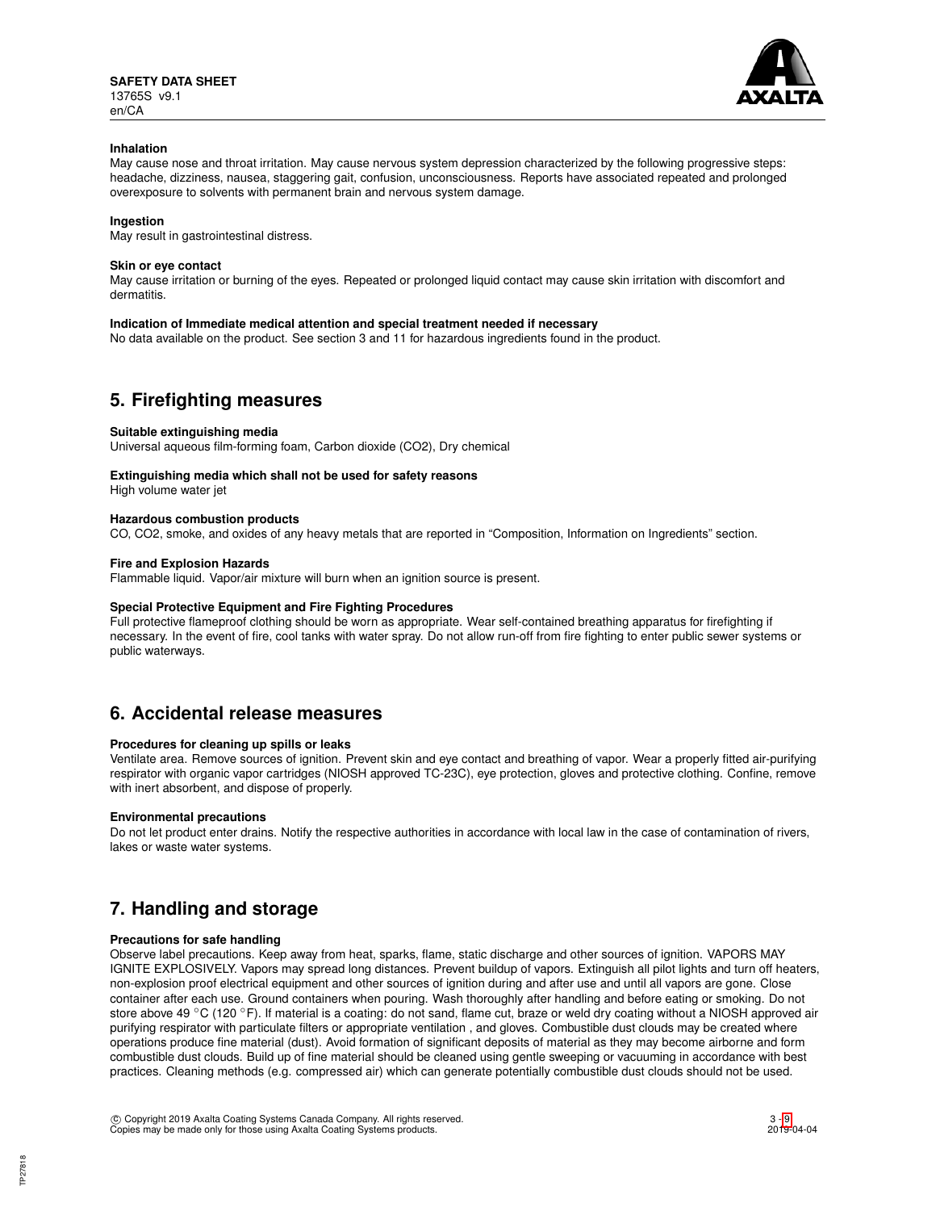**Inhalation**

May cause nose and throat irritation. May cause nervous system depression characterized by the following progressive steps: headache, dizziness, nausea, staggering gait, confusion, unconsciousness. Reports have associated repeated and prolonged overexposure to solvents with permanent brain and nervous system damage.

**Ingestion**

May result in gastrointestinal distress.

**Skin or eye contact**

May cause irritation or burning of the eyes. Repeated or prolonged liquid contact may cause skin irritation with discomfort and dermatitis.

**Indication of Immediate medical attention and special treatment needed if necessary**

No data available on the product. See section 3 and 11 for hazardous ingredients found in the product.

## 5. Firefighting measures

**Suitable extinguishing media**

Universal aqueous film-forming foam, Carbon dioxide ($CO_2$), Dry chemical

**Extinguishing media which shall not be used for safety reasons**

High volume water jet

**Hazardous combustion products**

CO, $CO_2$, smoke, and oxides of any heavy metals that are reported in "Composition, Information on Ingredients" section.

**Fire and Explosion Hazards**

Flammable liquid. Vapor/air mixture will burn when an ignition source is present.

**Special Protective Equipment and Fire Fighting Procedures**

Full protective flameproof clothing should be worn as appropriate. Wear self-contained breathing apparatus for firefighting if necessary. In the event of fire, cool tanks with water spray. Do not allow run-off from fire fighting to enter public sewer systems or public waterways.

## 6. Accidental release measures

**Procedures for cleaning up spills or leaks**

Ventilate area. Remove sources of ignition. Prevent skin and eye contact and breathing of vapor. Wear a properly fitted air-purifying respirator with organic vapor cartridges (NIOSH approved TC-23C), eye protection, gloves and protective clothing. Confine, remove with inert absorbent, and dispose of properly.

**Environmental precautions**

Do not let product enter drains. Notify the respective authorities in accordance with local law in the case of contamination of rivers, lakes or waste water systems.

## 7. Handling and storage

**Precautions for safe handling**

Observe label precautions. Keep away from heat, sparks, flame, static discharge and other sources of ignition. VAPORS MAY IGNITE EXPLOSIVELY. Vapors may spread long distances. Prevent buildup of vapors. Extinguish all pilot lights and turn off heaters, non-explosion proof electrical equipment and other sources of ignition during and after use and until all vapors are gone. Close container after each use. Ground containers when pouring. Wash thoroughly after handling and before eating or smoking. Do not store above 49 °C (120 °F). If material is a coating: do not sand, flame cut, braze or weld dry coating without a NIOSH approved air purifying respirator with particulate filters or appropriate ventilation , and gloves. Combustible dust clouds may be created where operations produce fine material (dust). Avoid formation of significant deposits of material as they may become airborne and form combustible dust clouds. Build up of fine material should be cleaned using gentle sweeping or vacuuming in accordance with best practices. Cleaning methods (e.g. compressed air) which can generate potentially combustible dust clouds should not be used.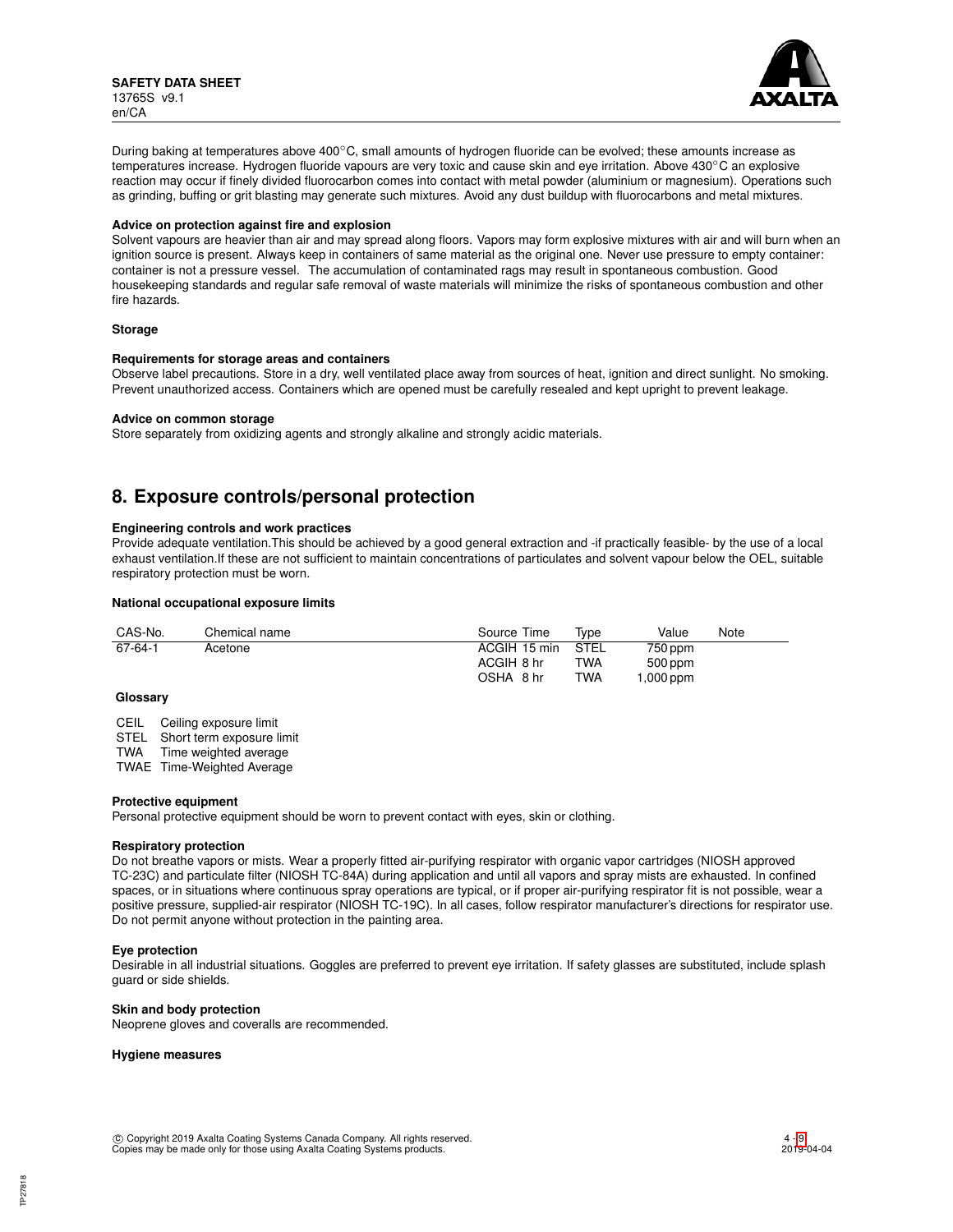During baking at temperatures above 400°C, small amounts of hydrogen fluoride can be evolved; these amounts increase as temperatures increase. Hydrogen fluoride vapours are very toxic and cause skin and eye irritation. Above 430°C an explosive reaction may occur if finely divided fluorocarbon comes into contact with metal powder (aluminium or magnesium). Operations such as grinding, buffing or grit blasting may generate such mixtures. Avoid any dust buildup with fluorocarbons and metal mixtures.

**Advice on protection against fire and explosion**

Solvent vapours are heavier than air and may spread along floors. Vapors may form explosive mixtures with air and will burn when an ignition source is present. Always keep in containers of same material as the original one. Never use pressure to empty container: container is not a pressure vessel. The accumulation of contaminated rags may result in spontaneous combustion. Good housekeeping standards and regular safe removal of waste materials will minimize the risks of spontaneous combustion and other fire hazards.

**Storage**

**Requirements for storage areas and containers**

Observe label precautions. Store in a dry, well ventilated place away from sources of heat, ignition and direct sunlight. No smoking. Prevent unauthorized access. Containers which are opened must be carefully resealed and kept upright to prevent leakage.

**Advice on common storage**

Store separately from oxidizing agents and strongly alkaline and strongly acidic materials.

## 8. Exposure controls/personal protection

**Engineering controls and work practices**

Provide adequate ventilation.This should be achieved by a good general extraction and -if practically feasible- by the use of a local exhaust ventilation.If these are not sufficient to maintain concentrations of particulates and solvent vapour below the OEL, suitable respiratory protection must be worn.

**National occupational exposure limits**

| CAS-No. | Chemical name | Source | Time | Type | Value | Note |
|---|---|---|---|---|---|---|
| 67-64-1 | Acetone | ACGIH | 15 min | STEL | 750 ppm | |
| | | ACGIH | 8 hr | TWA | 500 ppm | |
| | | OSHA | 8 hr | TWA | 1,000 ppm | |

**Glossary**

CEIL Ceiling exposure limit
STEL Short term exposure limit
TWA Time weighted average
TWAE Time-Weighted Average

**Protective equipment**

Personal protective equipment should be worn to prevent contact with eyes, skin or clothing.

**Respiratory protection**

Do not breathe vapors or mists. Wear a properly fitted air-purifying respirator with organic vapor cartridges (NIOSH approved TC-23C) and particulate filter (NIOSH TC-84A) during application and until all vapors and spray mists are exhausted. In confined spaces, or in situations where continuous spray operations are typical, or if proper air-purifying respirator fit is not possible, wear a positive pressure, supplied-air respirator (NIOSH TC-19C). In all cases, follow respirator manufacturer's directions for respirator use. Do not permit anyone without protection in the painting area.

**Eye protection**

Desirable in all industrial situations. Goggles are preferred to prevent eye irritation. If safety glasses are substituted, include splash guard or side shields.

**Skin and body protection**

Neoprene gloves and coveralls are recommended.

**Hygiene measures**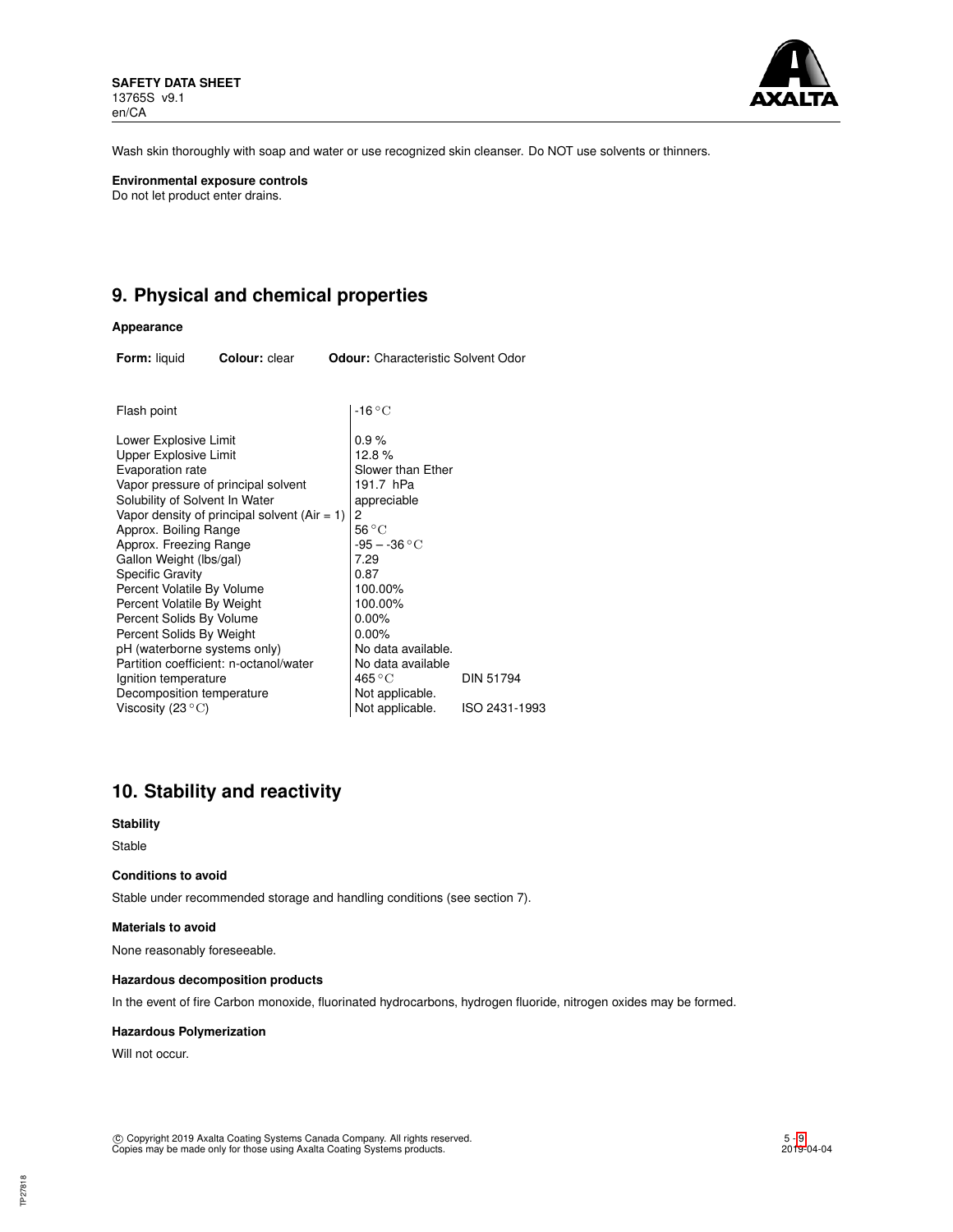Wash skin thoroughly with soap and water or use recognized skin cleanser. Do NOT use solvents or thinners.

**Environmental exposure controls**

Do not let product enter drains.

## 9. Physical and chemical properties

**Appearance**

**Form:** liquid **Colour:** clear **Odour:** Characteristic Solvent Odor

| Property | Value | |
|---|---|---|
| Flash point | -16 °C | |
| Lower Explosive Limit | 0.9 % | |
| Upper Explosive Limit | 12.8 % | |
| Evaporation rate | Slower than Ether | |
| Vapor pressure of principal solvent | 191.7 hPa | |
| Solubility of Solvent In Water | appreciable | |
| Vapor density of principal solvent (Air = 1) | 2 | |
| Approx. Boiling Range | 56 °C | |
| Approx. Freezing Range | -95 – -36 °C | |
| Gallon Weight (lbs/gal) | 7.29 | |
| Specific Gravity | 0.87 | |
| Percent Volatile By Volume | 100.00% | |
| Percent Volatile By Weight | 100.00% | |
| Percent Solids By Volume | 0.00% | |
| Percent Solids By Weight | 0.00% | |
| pH (waterborne systems only) | No data available. | |
| Partition coefficient: n-octanol/water | No data available | |
| Ignition temperature | 465 °C | DIN 51794 |
| Decomposition temperature | Not applicable. | |
| Viscosity (23 °C) | Not applicable. | ISO 2431-1993 |

## 10. Stability and reactivity

**Stability**

Stable

**Conditions to avoid**

Stable under recommended storage and handling conditions (see section 7).

**Materials to avoid**

None reasonably foreseeable.

**Hazardous decomposition products**

In the event of fire Carbon monoxide, fluorinated hydrocarbons, hydrogen fluoride, nitrogen oxides may be formed.

**Hazardous Polymerization**

Will not occur.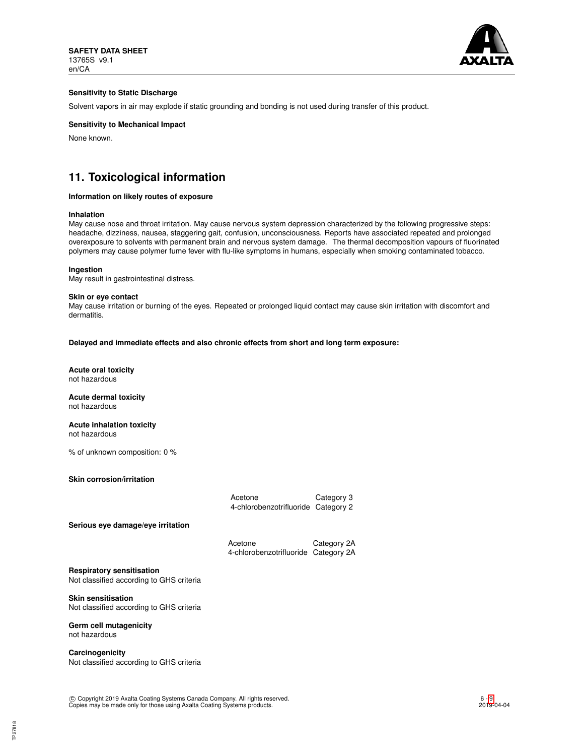#### Sensitivity to Static Discharge

Solvent vapors in air may explode if static grounding and bonding is not used during transfer of this product.

#### Sensitivity to Mechanical Impact

None known.

## 11. Toxicological information

#### Information on likely routes of exposure

**Inhalation**
May cause nose and throat irritation. May cause nervous system depression characterized by the following progressive steps: headache, dizziness, nausea, staggering gait, confusion, unconsciousness. Reports have associated repeated and prolonged overexposure to solvents with permanent brain and nervous system damage. The thermal decomposition vapours of fluorinated polymers may cause polymer fume fever with flu-like symptoms in humans, especially when smoking contaminated tobacco.

**Ingestion**
May result in gastrointestinal distress.

**Skin or eye contact**
May cause irritation or burning of the eyes. Repeated or prolonged liquid contact may cause skin irritation with discomfort and dermatitis.

**Delayed and immediate effects and also chronic effects from short and long term exposure:**

**Acute oral toxicity**
not hazardous

**Acute dermal toxicity**
not hazardous

**Acute inhalation toxicity**
not hazardous

% of unknown composition: 0 %

**Skin corrosion/irritation**

| | |
|---|---|
| Acetone | Category 3 |
| 4-chlorobenzotrifluoride | Category 2 |

**Serious eye damage/eye irritation**

| | |
|---|---|
| Acetone | Category 2A |
| 4-chlorobenzotrifluoride | Category 2A |

**Respiratory sensitisation**
Not classified according to GHS criteria

**Skin sensitisation**
Not classified according to GHS criteria

**Germ cell mutagenicity**
not hazardous

**Carcinogenicity**
Not classified according to GHS criteria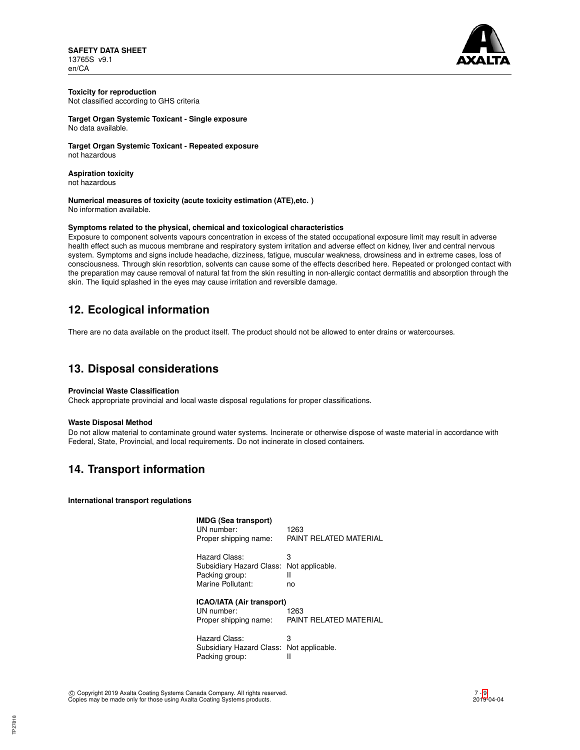**Toxicity for reproduction**
Not classified according to GHS criteria

**Target Organ Systemic Toxicant - Single exposure**
No data available.

**Target Organ Systemic Toxicant - Repeated exposure**
not hazardous

**Aspiration toxicity**
not hazardous

**Numerical measures of toxicity (acute toxicity estimation (ATE),etc. )**
No information available.

**Symptoms related to the physical, chemical and toxicological characteristics**
Exposure to component solvents vapours concentration in excess of the stated occupational exposure limit may result in adverse health effect such as mucous membrane and respiratory system irritation and adverse effect on kidney, liver and central nervous system. Symptoms and signs include headache, dizziness, fatigue, muscular weakness, drowsiness and in extreme cases, loss of consciousness. Through skin resorbtion, solvents can cause some of the effects described here. Repeated or prolonged contact with the preparation may cause removal of natural fat from the skin resulting in non-allergic contact dermatitis and absorption through the skin. The liquid splashed in the eyes may cause irritation and reversible damage.

## 12. Ecological information

There are no data available on the product itself. The product should not be allowed to enter drains or watercourses.

## 13. Disposal considerations

**Provincial Waste Classification**
Check appropriate provincial and local waste disposal regulations for proper classifications.

**Waste Disposal Method**
Do not allow material to contaminate ground water systems. Incinerate or otherwise dispose of waste material in accordance with Federal, State, Provincial, and local requirements. Do not incinerate in closed containers.

## 14. Transport information

**International transport regulations**

**IMDG (Sea transport)**

| | |
|---|---|
| UN number: | 1263 |
| Proper shipping name: | PAINT RELATED MATERIAL |
| Hazard Class: | 3 |
| Subsidiary Hazard Class: | Not applicable. |
| Packing group: | II |
| Marine Pollutant: | no |

**ICAO/IATA (Air transport)**

| | |
|---|---|
| UN number: | 1263 |
| Proper shipping name: | PAINT RELATED MATERIAL |
| Hazard Class: | 3 |
| Subsidiary Hazard Class: | Not applicable. |
| Packing group: | II |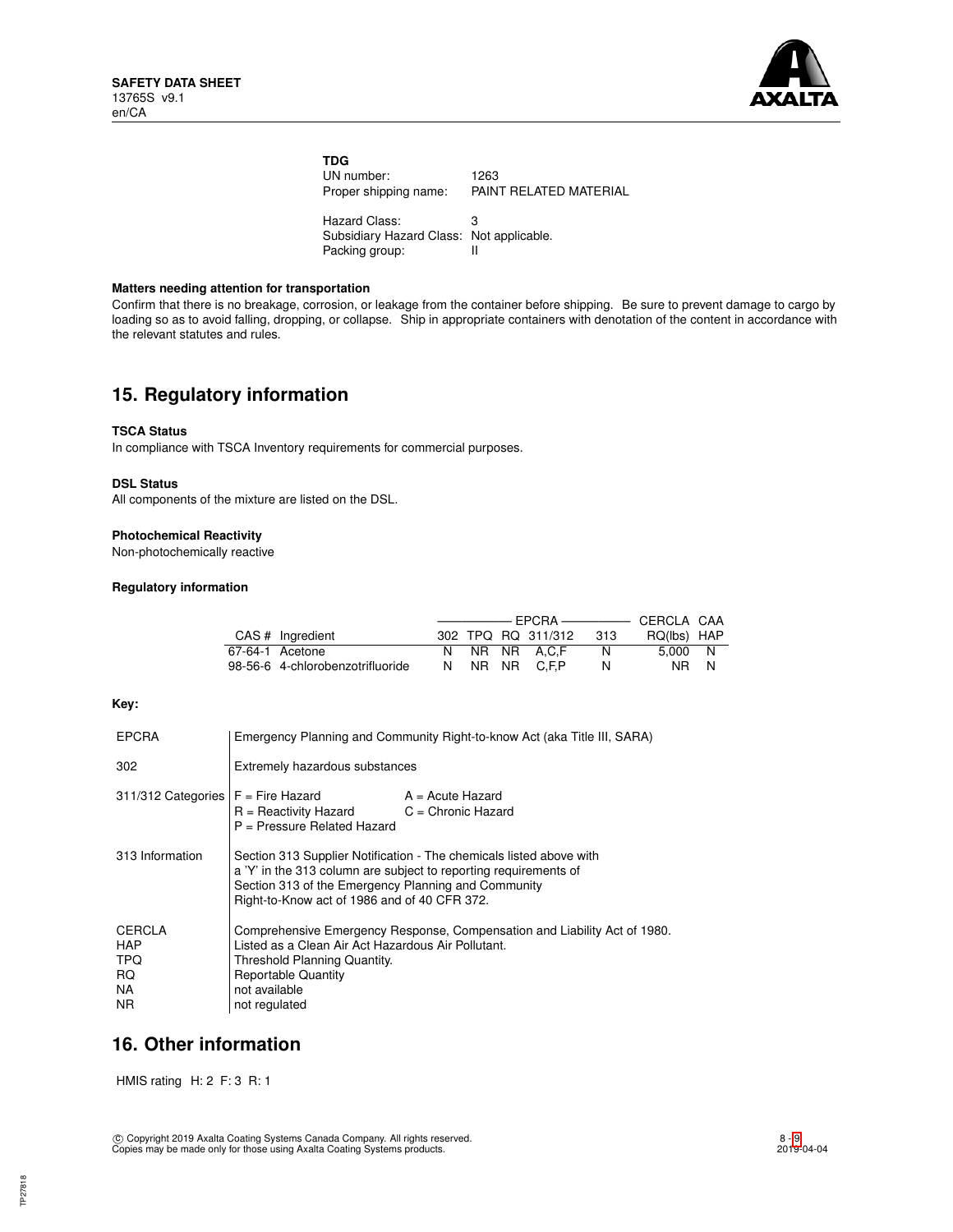**TDG**

UN number: 1263
Proper shipping name: PAINT RELATED MATERIAL

Hazard Class: 3
Subsidiary Hazard Class: Not applicable.
Packing group: II

**Matters needing attention for transportation**

Confirm that there is no breakage, corrosion, or leakage from the container before shipping. Be sure to prevent damage to cargo by loading so as to avoid falling, dropping, or collapse. Ship in appropriate containers with denotation of the content in accordance with the relevant statutes and rules.

## 15. Regulatory information

**TSCA Status**

In compliance with TSCA Inventory requirements for commercial purposes.

**DSL Status**

All components of the mixture are listed on the DSL.

**Photochemical Reactivity**

Non-photochemically reactive

**Regulatory information**

| | | EPCRA | | | | | CERCLA | CAA |
|---|---|---|---|---|---|---|---|---|
| CAS # | Ingredient | 302 | TPQ | RQ | 311/312 | 313 | RQ(lbs) | HAP |
| 67-64-1 | Acetone | N | NR | NR | A,C,F | N | 5,000 | N |
| 98-56-6 | 4-chlorobenzotrifluoride | N | NR | NR | C,F,P | N | NR | N |

**Key:**

| | |
|---|---|
| EPCRA | Emergency Planning and Community Right-to-know Act (aka Title III, SARA) |
| 302 | Extremely hazardous substances |
| 311/312 Categories | F = Fire Hazard; A = Acute Hazard; R = Reactivity Hazard; C = Chronic Hazard; P = Pressure Related Hazard |
| 313 Information | Section 313 Supplier Notification - The chemicals listed above with a 'Y' in the 313 column are subject to reporting requirements of Section 313 of the Emergency Planning and Community Right-to-Know act of 1986 and of 40 CFR 372. |
| CERCLA | Comprehensive Emergency Response, Compensation and Liability Act of 1980. |
| HAP | Listed as a Clean Air Act Hazardous Air Pollutant. |
| TPQ | Threshold Planning Quantity. |
| RQ | Reportable Quantity |
| NA | not available |
| NR | not regulated |

## 16. Other information

HMIS rating H: 2 F: 3 R: 1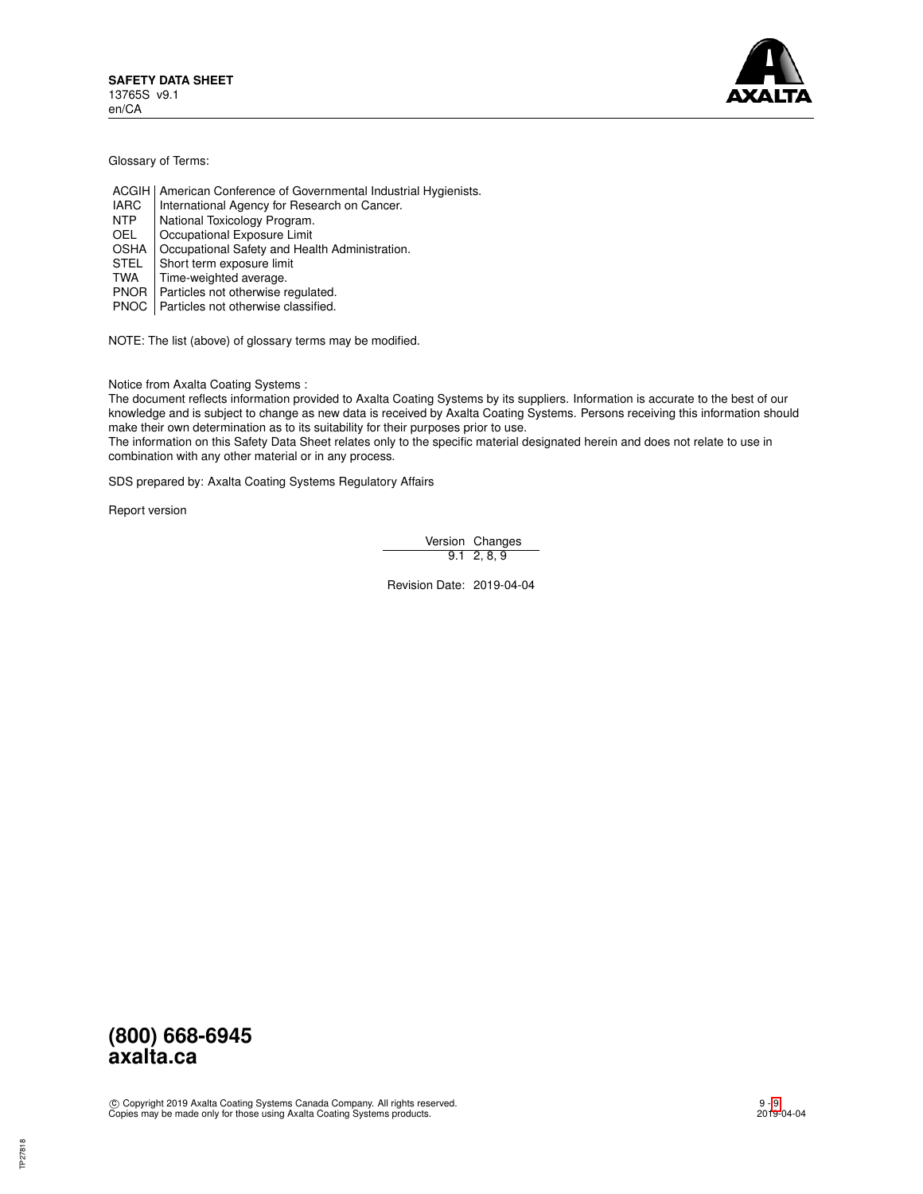Glossary of Terms:

| | |
|---|---|
| ACGIH | American Conference of Governmental Industrial Hygienists. |
| IARC | International Agency for Research on Cancer. |
| NTP | National Toxicology Program. |
| OEL | Occupational Exposure Limit |
| OSHA | Occupational Safety and Health Administration. |
| STEL | Short term exposure limit |
| TWA | Time-weighted average. |
| PNOR | Particles not otherwise regulated. |
| PNOC | Particles not otherwise classified. |

NOTE: The list (above) of glossary terms may be modified.

Notice from Axalta Coating Systems :
The document reflects information provided to Axalta Coating Systems by its suppliers. Information is accurate to the best of our knowledge and is subject to change as new data is received by Axalta Coating Systems. Persons receiving this information should make their own determination as to its suitability for their purposes prior to use.
The information on this Safety Data Sheet relates only to the specific material designated herein and does not relate to use in combination with any other material or in any process.

SDS prepared by: Axalta Coating Systems Regulatory Affairs

Report version

| Version | Changes |
|---|---|
| 9.1 | 2, 8, 9 |

Revision Date: 2019-04-04

**(800) 668-6945**
**axalta.ca**

© Copyright 2019 Axalta Coating Systems Canada Company. All rights reserved.
Copies may be made only for those using Axalta Coating Systems products.